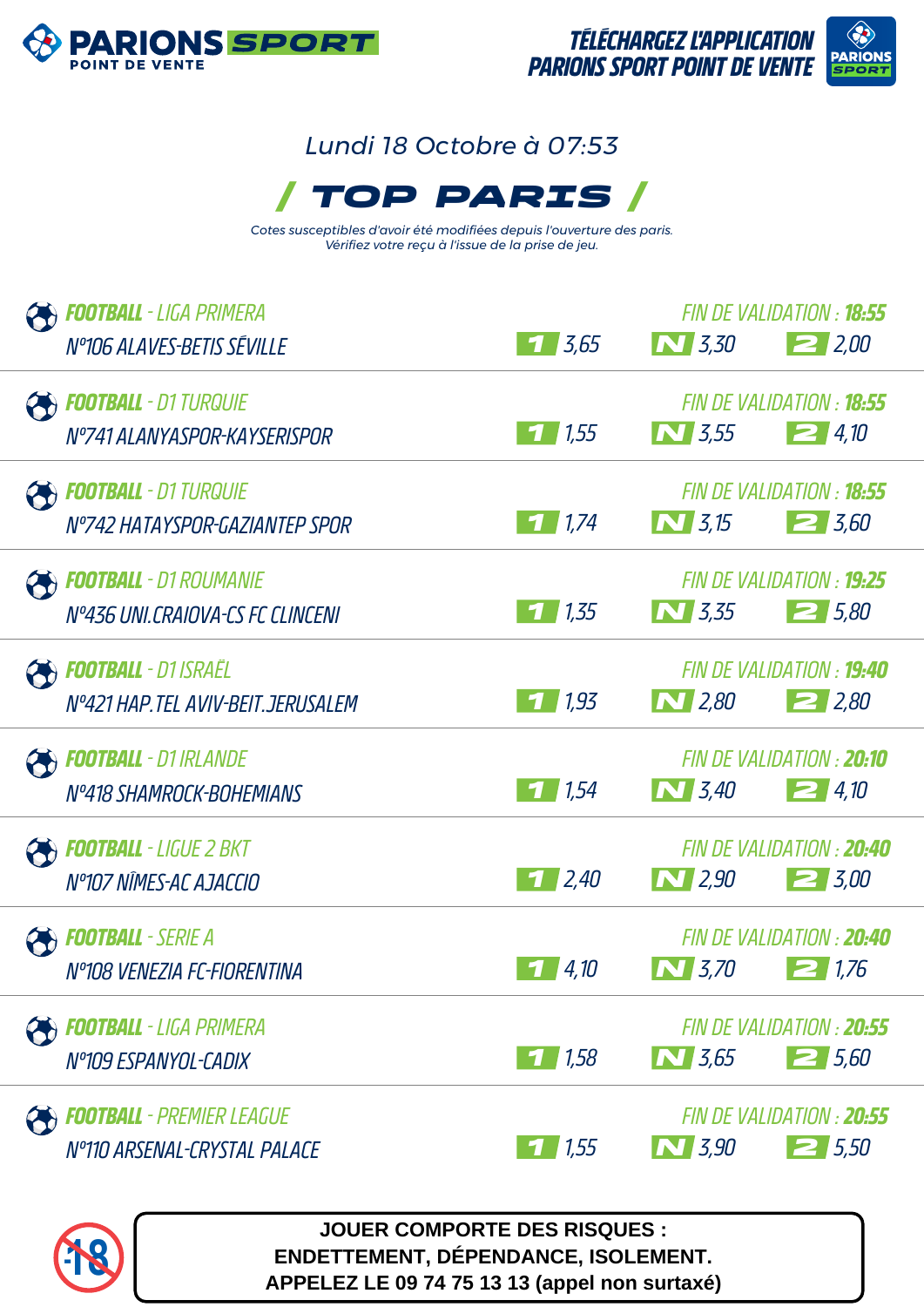PARIONS SPORT POINT DE VENTE

TÉLÉCHARGEZ L'APPLICATION PARIONS SPORT POINT DE VENTE

*Lundi 18 Octobre à 07:53*

# / TOP PARIS /

*Cotes susceptibles d'avoir été modifiées depuis l'ouverture des paris.*
*Vérifiez votre reçu à l'issue de la prise de jeu.*

| Sport / Match | Fin de validation | 1 | N | 2 |
|---|---|---|---|---|
| **FOOTBALL** - LIGA PRIMERA<br>N°106 ALAVES-BETIS SÉVILLE | 18:55 | 3,65 | 3,30 | 2,00 |
| **FOOTBALL** - D1 TURQUIE<br>N°741 ALANYASPOR-KAYSERISPOR | 18:55 | 1,55 | 3,55 | 4,10 |
| **FOOTBALL** - D1 TURQUIE<br>N°742 HATAYSPOR-GAZIANTEP SPOR | 18:55 | 1,74 | 3,15 | 3,60 |
| **FOOTBALL** - D1 ROUMANIE<br>N°436 UNI.CRAIOVA-CS FC CLINCENI | 19:25 | 1,35 | 3,35 | 5,80 |
| **FOOTBALL** - D1 ISRAËL<br>N°421 HAP.TEL AVIV-BEIT.JERUSALEM | 19:40 | 1,93 | 2,80 | 2,80 |
| **FOOTBALL** - D1 IRLANDE<br>N°418 SHAMROCK-BOHEMIANS | 20:10 | 1,54 | 3,40 | 4,10 |
| **FOOTBALL** - LIGUE 2 BKT<br>N°107 NÎMES-AC AJACCIO | 20:40 | 2,40 | 2,90 | 3,00 |
| **FOOTBALL** - SERIE A<br>N°108 VENEZIA FC-FIORENTINA | 20:40 | 4,10 | 3,70 | 1,76 |
| **FOOTBALL** - LIGA PRIMERA<br>N°109 ESPANYOL-CADIX | 20:55 | 1,58 | 3,65 | 5,60 |
| **FOOTBALL** - PREMIER LEAGUE<br>N°110 ARSENAL-CRYSTAL PALACE | 20:55 | 1,55 | 3,90 | 5,50 |

-18

**JOUER COMPORTE DES RISQUES :**
**ENDETTEMENT, DÉPENDANCE, ISOLEMENT.**
**APPELEZ LE 09 74 75 13 13 (appel non surtaxé)**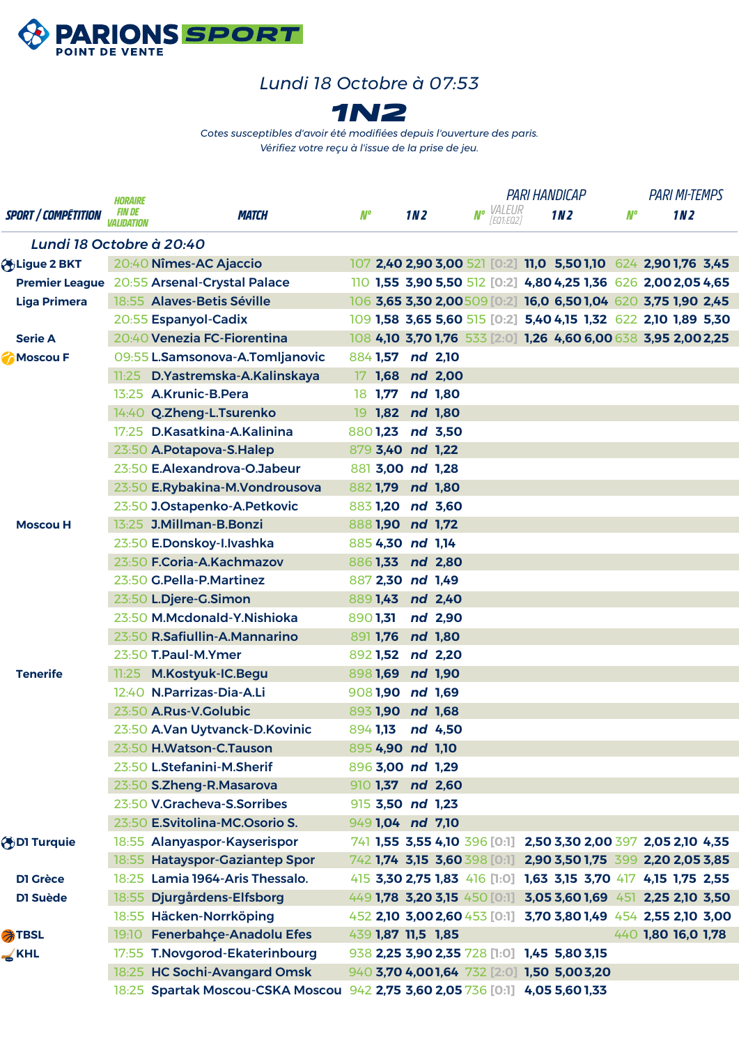# PARIONS SPORT POINT DE VENTE

*Lundi 18 Octobre à 07:53*

## 1N2

*Cotes susceptibles d'avoir été modifiées depuis l'ouverture des paris.*
*Vérifiez votre reçu à l'issue de la prise de jeu.*

| SPORT / COMPÉTITION | HORAIRE FIN DE VALIDATION | MATCH | N° | 1 | N | 2 | PARI HANDICAP N° | VALEUR [E01:E02] | 1 | N | 2 | PARI MI-TEMPS N° | 1 | N | 2 |
|---|---|---|---|---|---|---|---|---|---|---|---|---|---|---|---|
| *Lundi 18 Octobre à 20:40* | | | | | | | | | | | | | | | |
| Ligue 2 BKT | 20:40 | Nîmes-AC Ajaccio | 107 | 2,40 | 2,90 | 3,00 | 521 | [0:2] | 11,0 | 5,50 | 1,10 | 624 | 2,90 | 1,76 | 3,45 |
| Premier League | 20:55 | Arsenal-Crystal Palace | 110 | 1,55 | 3,90 | 5,50 | 512 | [0:2] | 4,80 | 4,25 | 1,36 | 626 | 2,00 | 2,05 | 4,65 |
| Liga Primera | 18:55 | Alaves-Betis Séville | 106 | 3,65 | 3,30 | 2,00 | 509 | [0:2] | 16,0 | 6,50 | 1,04 | 620 | 3,75 | 1,90 | 2,45 |
| | 20:55 | Espanyol-Cadix | 109 | 1,58 | 3,65 | 5,60 | 515 | [0:2] | 5,40 | 4,15 | 1,32 | 622 | 2,10 | 1,89 | 5,30 |
| Serie A | 20:40 | Venezia FC-Fiorentina | 108 | 4,10 | 3,70 | 1,76 | 533 | [2:0] | 1,26 | 4,60 | 6,00 | 638 | 3,95 | 2,00 | 2,25 |
| Moscou F | 09:55 | L.Samsonova-A.Tomljanovic | 884 | 1,57 | nd | 2,10 | | | | | | | | | |
| | 11:25 | D.Yastremska-A.Kalinskaya | 17 | 1,68 | nd | 2,00 | | | | | | | | | |
| | 13:25 | A.Krunic-B.Pera | 18 | 1,77 | nd | 1,80 | | | | | | | | | |
| | 14:40 | Q.Zheng-L.Tsurenko | 19 | 1,82 | nd | 1,80 | | | | | | | | | |
| | 17:25 | D.Kasatkina-A.Kalinina | 880 | 1,23 | nd | 3,50 | | | | | | | | | |
| | 23:50 | A.Potapova-S.Halep | 879 | 3,40 | nd | 1,22 | | | | | | | | | |
| | 23:50 | E.Alexandrova-O.Jabeur | 881 | 3,00 | nd | 1,28 | | | | | | | | | |
| | 23:50 | E.Rybakina-M.Vondrousova | 882 | 1,79 | nd | 1,80 | | | | | | | | | |
| | 23:50 | J.Ostapenko-A.Petkovic | 883 | 1,20 | nd | 3,60 | | | | | | | | | |
| Moscou H | 13:25 | J.Millman-B.Bonzi | 888 | 1,90 | nd | 1,72 | | | | | | | | | |
| | 23:50 | E.Donskoy-I.Ivashka | 885 | 4,30 | nd | 1,14 | | | | | | | | | |
| | 23:50 | F.Coria-A.Kachmazov | 886 | 1,33 | nd | 2,80 | | | | | | | | | |
| | 23:50 | G.Pella-P.Martinez | 887 | 2,30 | nd | 1,49 | | | | | | | | | |
| | 23:50 | L.Djere-G.Simon | 889 | 1,43 | nd | 2,40 | | | | | | | | | |
| | 23:50 | M.Mcdonald-Y.Nishioka | 890 | 1,31 | nd | 2,90 | | | | | | | | | |
| | 23:50 | R.Safiullin-A.Mannarino | 891 | 1,76 | nd | 1,80 | | | | | | | | | |
| | 23:50 | T.Paul-M.Ymer | 892 | 1,52 | nd | 2,20 | | | | | | | | | |
| Tenerife | 11:25 | M.Kostyuk-IC.Begu | 898 | 1,69 | nd | 1,90 | | | | | | | | | |
| | 12:40 | N.Parrizas-Dia-A.Li | 908 | 1,90 | nd | 1,69 | | | | | | | | | |
| | 23:50 | A.Rus-V.Golubic | 893 | 1,90 | nd | 1,68 | | | | | | | | | |
| | 23:50 | A.Van Uytvanck-D.Kovinic | 894 | 1,13 | nd | 4,50 | | | | | | | | | |
| | 23:50 | H.Watson-C.Tauson | 895 | 4,90 | nd | 1,10 | | | | | | | | | |
| | 23:50 | L.Stefanini-M.Sherif | 896 | 3,00 | nd | 1,29 | | | | | | | | | |
| | 23:50 | S.Zheng-R.Masarova | 910 | 1,37 | nd | 2,60 | | | | | | | | | |
| | 23:50 | V.Gracheva-S.Sorribes | 915 | 3,50 | nd | 1,23 | | | | | | | | | |
| | 23:50 | E.Svitolina-MC.Osorio S. | 949 | 1,04 | nd | 7,10 | | | | | | | | | |
| D1 Turquie | 18:55 | Alanyaspor-Kayserispor | 741 | 1,55 | 3,55 | 4,10 | 396 | [0:1] | 2,50 | 3,30 | 2,00 | 397 | 2,05 | 2,10 | 4,35 |
| | 18:55 | Hatayspor-Gaziantep Spor | 742 | 1,74 | 3,15 | 3,60 | 398 | [0:1] | 2,90 | 3,50 | 1,75 | 399 | 2,20 | 2,05 | 3,85 |
| D1 Grèce | 18:25 | Lamia 1964-Aris Thessalo. | 415 | 3,30 | 2,75 | 1,83 | 416 | [1:0] | 1,63 | 3,15 | 3,70 | 417 | 4,15 | 1,75 | 2,55 |
| D1 Suède | 18:55 | Djurgårdens-Elfsborg | 449 | 1,78 | 3,20 | 3,15 | 450 | [0:1] | 3,05 | 3,60 | 1,69 | 451 | 2,25 | 2,10 | 3,50 |
| | 18:55 | Häcken-Norrköping | 452 | 2,10 | 3,00 | 2,60 | 453 | [0:1] | 3,70 | 3,80 | 1,49 | 454 | 2,55 | 2,10 | 3,00 |
| TBSL | 19:10 | Fenerbahçe-Anadolu Efes | 439 | 1,87 | 11,5 | 1,85 | | | | | | 440 | 1,80 | 16,0 | 1,78 |
| KHL | 17:55 | T.Novgorod-Ekaterinbourg | 938 | 2,25 | 3,90 | 2,35 | 728 | [1:0] | 1,45 | 5,80 | 3,15 | | | | |
| | 18:25 | HC Sochi-Avangard Omsk | 940 | 3,70 | 4,00 | 1,64 | 732 | [2:0] | 1,50 | 5,00 | 3,20 | | | | |
| | 18:25 | Spartak Moscou-CSKA Moscou | 942 | 2,75 | 3,60 | 2,05 | 736 | [0:1] | 4,05 | 5,60 | 1,33 | | | | |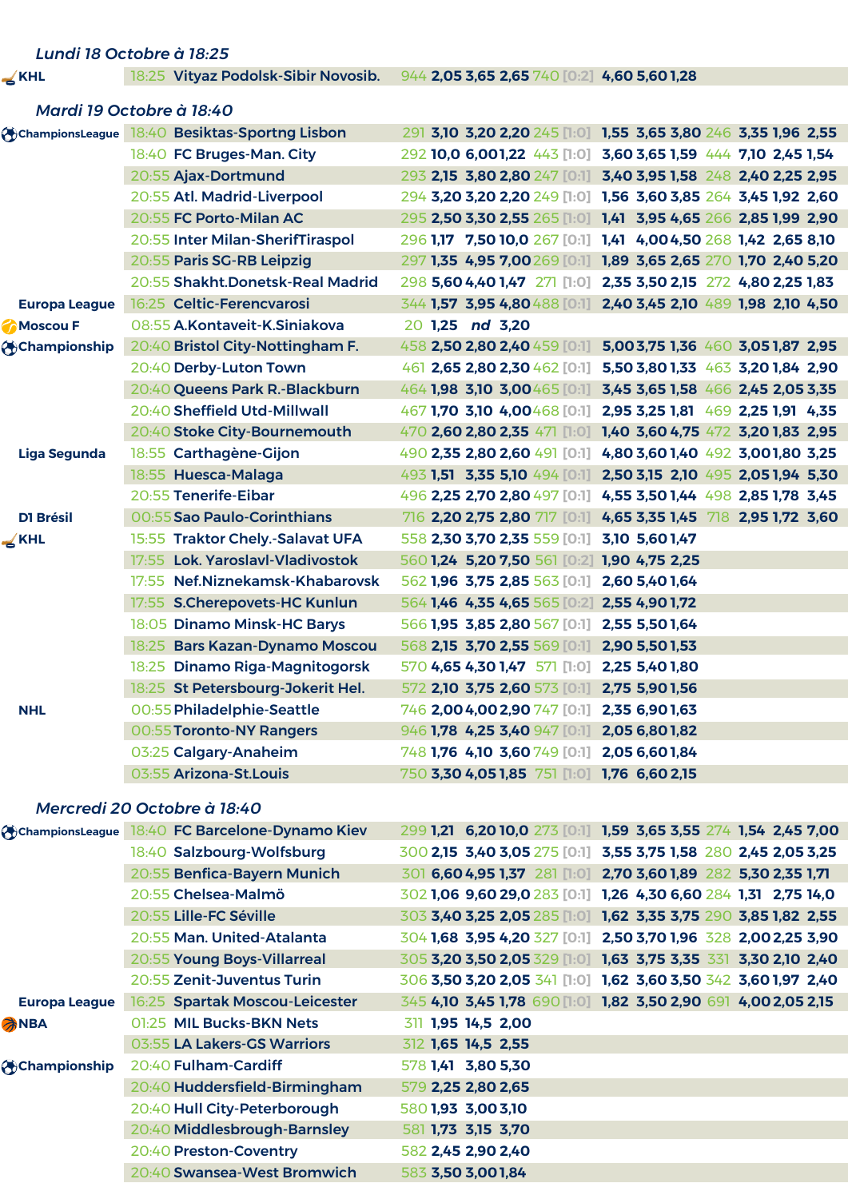*Lundi 18 Octobre à 18:25*

| Compétition | Heure | Match | N° | 1 | N | 2 | N° | Hand. | 1 | N | 2 | N° | 1N | 12 | N2 |
|---|---|---|---|---|---|---|---|---|---|---|---|---|---|---|---|
| KHL | 18:25 | Vityaz Podolsk-Sibir Novosib. | 944 | 2,05 | 3,65 | 2,65 | 740 | [0:2] | 4,60 | 5,60 | 1,28 | | | | |

*Mardi 19 Octobre à 18:40*

| Compétition | Heure | Match | N° | 1 | N | 2 | N° | Hand. | 1 | N | 2 | N° | 1N | 12 | N2 |
|---|---|---|---|---|---|---|---|---|---|---|---|---|---|---|---|
| ChampionsLeague | 18:40 | Besiktas-Sportng Lisbon | 291 | 3,10 | 3,20 | 2,20 | 245 | [1:0] | 1,55 | 3,65 | 3,80 | 246 | 3,35 | 1,96 | 2,55 |
| | 18:40 | FC Bruges-Man. City | 292 | 10,0 | 6,00 | 1,22 | 443 | [1:0] | 3,60 | 3,65 | 1,59 | 444 | 7,10 | 2,45 | 1,54 |
| | 20:55 | Ajax-Dortmund | 293 | 2,15 | 3,80 | 2,80 | 247 | [0:1] | 3,40 | 3,95 | 1,58 | 248 | 2,40 | 2,25 | 2,95 |
| | 20:55 | Atl. Madrid-Liverpool | 294 | 3,20 | 3,20 | 2,20 | 249 | [1:0] | 1,56 | 3,60 | 3,85 | 264 | 3,45 | 1,92 | 2,60 |
| | 20:55 | FC Porto-Milan AC | 295 | 2,50 | 3,30 | 2,55 | 265 | [1:0] | 1,41 | 3,95 | 4,65 | 266 | 2,85 | 1,99 | 2,90 |
| | 20:55 | Inter Milan-SherifTiraspol | 296 | 1,17 | 7,50 | 10,0 | 267 | [0:1] | 1,41 | 4,00 | 4,50 | 268 | 1,42 | 2,65 | 8,10 |
| | 20:55 | Paris SG-RB Leipzig | 297 | 1,35 | 4,95 | 7,00 | 269 | [0:1] | 1,89 | 3,65 | 2,65 | 270 | 1,70 | 2,40 | 5,20 |
| | 20:55 | Shakht.Donetsk-Real Madrid | 298 | 5,60 | 4,40 | 1,47 | 271 | [1:0] | 2,35 | 3,50 | 2,15 | 272 | 4,80 | 2,25 | 1,83 |
| Europa League | 16:25 | Celtic-Ferencvarosi | 344 | 1,57 | 3,95 | 4,80 | 488 | [0:1] | 2,40 | 3,45 | 2,10 | 489 | 1,98 | 2,10 | 4,50 |
| Moscou F | 08:55 | A.Kontaveit-K.Siniakova | 20 | 1,25 | *nd* | 3,20 | | | | | | | | | |
| Championship | 20:40 | Bristol City-Nottingham F. | 458 | 2,50 | 2,80 | 2,40 | 459 | [0:1] | 5,00 | 3,75 | 1,36 | 460 | 3,05 | 1,87 | 2,95 |
| | 20:40 | Derby-Luton Town | 461 | 2,65 | 2,80 | 2,30 | 462 | [0:1] | 5,50 | 3,80 | 1,33 | 463 | 3,20 | 1,84 | 2,90 |
| | 20:40 | Queens Park R.-Blackburn | 464 | 1,98 | 3,10 | 3,00 | 465 | [0:1] | 3,45 | 3,65 | 1,58 | 466 | 2,45 | 2,05 | 3,35 |
| | 20:40 | Sheffield Utd-Millwall | 467 | 1,70 | 3,10 | 4,00 | 468 | [0:1] | 2,95 | 3,25 | 1,81 | 469 | 2,25 | 1,91 | 4,35 |
| | 20:40 | Stoke City-Bournemouth | 470 | 2,60 | 2,80 | 2,35 | 471 | [1:0] | 1,40 | 3,60 | 4,75 | 472 | 3,20 | 1,83 | 2,95 |
| Liga Segunda | 18:55 | Carthagène-Gijon | 490 | 2,35 | 2,80 | 2,60 | 491 | [0:1] | 4,80 | 3,60 | 1,40 | 492 | 3,00 | 1,80 | 3,25 |
| | 18:55 | Huesca-Malaga | 493 | 1,51 | 3,35 | 5,10 | 494 | [0:1] | 2,50 | 3,15 | 2,10 | 495 | 2,05 | 1,94 | 5,30 |
| | 20:55 | Tenerife-Eibar | 496 | 2,25 | 2,70 | 2,80 | 497 | [0:1] | 4,55 | 3,50 | 1,44 | 498 | 2,85 | 1,78 | 3,45 |
| D1 Brésil | 00:55 | Sao Paulo-Corinthians | 716 | 2,20 | 2,75 | 2,80 | 717 | [0:1] | 4,65 | 3,35 | 1,45 | 718 | 2,95 | 1,72 | 3,60 |
| KHL | 15:55 | Traktor Chely.-Salavat UFA | 558 | 2,30 | 3,70 | 2,35 | 559 | [0:1] | 3,10 | 5,60 | 1,47 | | | | |
| | 17:55 | Lok. Yaroslavl-Vladivostok | 560 | 1,24 | 5,20 | 7,50 | 561 | [0:2] | 1,90 | 4,75 | 2,25 | | | | |
| | 17:55 | Nef.Niznekamsk-Khabarovsk | 562 | 1,96 | 3,75 | 2,85 | 563 | [0:1] | 2,60 | 5,40 | 1,64 | | | | |
| | 17:55 | S.Cherepovets-HC Kunlun | 564 | 1,46 | 4,35 | 4,65 | 565 | [0:2] | 2,55 | 4,90 | 1,72 | | | | |
| | 18:05 | Dinamo Minsk-HC Barys | 566 | 1,95 | 3,85 | 2,80 | 567 | [0:1] | 2,55 | 5,50 | 1,64 | | | | |
| | 18:25 | Bars Kazan-Dynamo Moscou | 568 | 2,15 | 3,70 | 2,55 | 569 | [0:1] | 2,90 | 5,50 | 1,53 | | | | |
| | 18:25 | Dinamo Riga-Magnitogorsk | 570 | 4,65 | 4,30 | 1,47 | 571 | [1:0] | 2,25 | 5,40 | 1,80 | | | | |
| | 18:25 | St Petersbourg-Jokerit Hel. | 572 | 2,10 | 3,75 | 2,60 | 573 | [0:1] | 2,75 | 5,90 | 1,56 | | | | |
| NHL | 00:55 | Philadelphie-Seattle | 746 | 2,00 | 4,00 | 2,90 | 747 | [0:1] | 2,35 | 6,90 | 1,63 | | | | |
| | 00:55 | Toronto-NY Rangers | 946 | 1,78 | 4,25 | 3,40 | 947 | [0:1] | 2,05 | 6,80 | 1,82 | | | | |
| | 03:25 | Calgary-Anaheim | 748 | 1,76 | 4,10 | 3,60 | 749 | [0:1] | 2,05 | 6,60 | 1,84 | | | | |
| | 03:55 | Arizona-St.Louis | 750 | 3,30 | 4,05 | 1,85 | 751 | [1:0] | 1,76 | 6,60 | 2,15 | | | | |

*Mercredi 20 Octobre à 18:40*

| Compétition | Heure | Match | N° | 1 | N | 2 | N° | Hand. | 1 | N | 2 | N° | 1N | 12 | N2 |
|---|---|---|---|---|---|---|---|---|---|---|---|---|---|---|---|
| ChampionsLeague | 18:40 | FC Barcelone-Dynamo Kiev | 299 | 1,21 | 6,20 | 10,0 | 273 | [0:1] | 1,59 | 3,65 | 3,55 | 274 | 1,54 | 2,45 | 7,00 |
| | 18:40 | Salzbourg-Wolfsburg | 300 | 2,15 | 3,40 | 3,05 | 275 | [0:1] | 3,55 | 3,75 | 1,58 | 280 | 2,45 | 2,05 | 3,25 |
| | 20:55 | Benfica-Bayern Munich | 301 | 6,60 | 4,95 | 1,37 | 281 | [1:0] | 2,70 | 3,60 | 1,89 | 282 | 5,30 | 2,35 | 1,71 |
| | 20:55 | Chelsea-Malmö | 302 | 1,06 | 9,60 | 29,0 | 283 | [0:1] | 1,26 | 4,30 | 6,60 | 284 | 1,31 | 2,75 | 14,0 |
| | 20:55 | Lille-FC Séville | 303 | 3,40 | 3,25 | 2,05 | 285 | [1:0] | 1,62 | 3,35 | 3,75 | 290 | 3,85 | 1,82 | 2,55 |
| | 20:55 | Man. United-Atalanta | 304 | 1,68 | 3,95 | 4,20 | 327 | [0:1] | 2,50 | 3,70 | 1,96 | 328 | 2,00 | 2,25 | 3,90 |
| | 20:55 | Young Boys-Villarreal | 305 | 3,20 | 3,50 | 2,05 | 329 | [1:0] | 1,63 | 3,75 | 3,35 | 331 | 3,30 | 2,10 | 2,40 |
| | 20:55 | Zenit-Juventus Turin | 306 | 3,50 | 3,20 | 2,05 | 341 | [1:0] | 1,62 | 3,60 | 3,50 | 342 | 3,60 | 1,97 | 2,40 |
| Europa League | 16:25 | Spartak Moscow-Leicester | 345 | 4,10 | 3,45 | 1,78 | 690 | [1:0] | 1,82 | 3,50 | 2,90 | 691 | 4,00 | 2,05 | 2,15 |
| NBA | 01:25 | MIL Bucks-BKN Nets | 311 | 1,95 | 14,5 | 2,00 | | | | | | | | | |
| | 03:55 | LA Lakers-GS Warriors | 312 | 1,65 | 14,5 | 2,55 | | | | | | | | | |
| Championship | 20:40 | Fulham-Cardiff | 578 | 1,41 | 3,80 | 5,30 | | | | | | | | | |
| | 20:40 | Huddersfield-Birmingham | 579 | 2,25 | 2,80 | 2,65 | | | | | | | | | |
| | 20:40 | Hull City-Peterborough | 580 | 1,93 | 3,00 | 3,10 | | | | | | | | | |
| | 20:40 | Middlesbrough-Barnsley | 581 | 1,73 | 3,15 | 3,70 | | | | | | | | | |
| | 20:40 | Preston-Coventry | 582 | 2,45 | 2,90 | 2,40 | | | | | | | | | |
| | 20:40 | Swansea-West Bromwich | 583 | 3,50 | 3,00 | 1,84 | | | | | | | | | |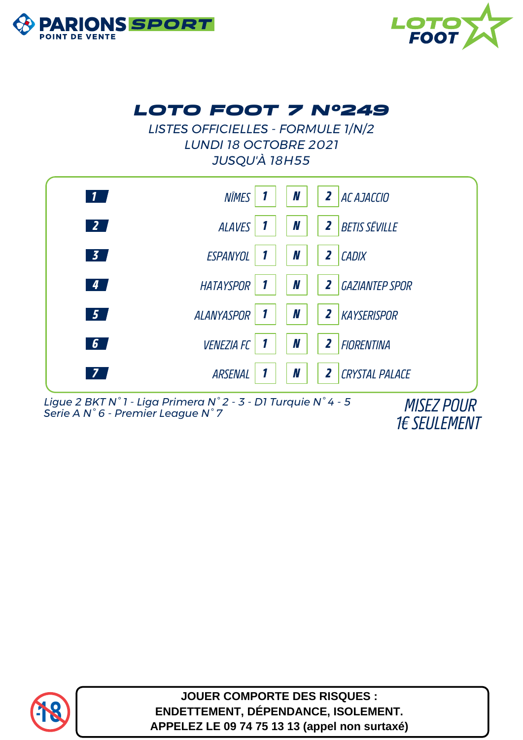PARIONS SPORT
POINT DE VENTE

LOTO FOOT

# LOTO FOOT 7 N°249

*LISTES OFFICIELLES - FORMULE 1/N/2*
*LUNDI 18 OCTOBRE 2021*
*JUSQU'À 18H55*

| N° | Équipe 1 | 1 | N | 2 | Équipe 2 |
|---|---|---|---|---|---|
| 1 | NÎMES | 1 | N | 2 | AC AJACCIO |
| 2 | ALAVES | 1 | N | 2 | BETIS SÉVILLE |
| 3 | ESPANYOL | 1 | N | 2 | CADIX |
| 4 | HATAYSPOR | 1 | N | 2 | GAZIANTEP SPOR |
| 5 | ALANYASPOR | 1 | N | 2 | KAYSERISPOR |
| 6 | VENEZIA FC | 1 | N | 2 | FIORENTINA |
| 7 | ARSENAL | 1 | N | 2 | CRYSTAL PALACE |

*Ligue 2 BKT N°1 - Liga Primera N°2 - 3 - D1 Turquie N°4 - 5*
*Serie A N°6 - Premier League N°7*

*MISEZ POUR*
*1€ SEULEMENT*

-18

**JOUER COMPORTE DES RISQUES :**
**ENDETTEMENT, DÉPENDANCE, ISOLEMENT.**
**APPELEZ LE 09 74 75 13 13 (appel non surtaxé)**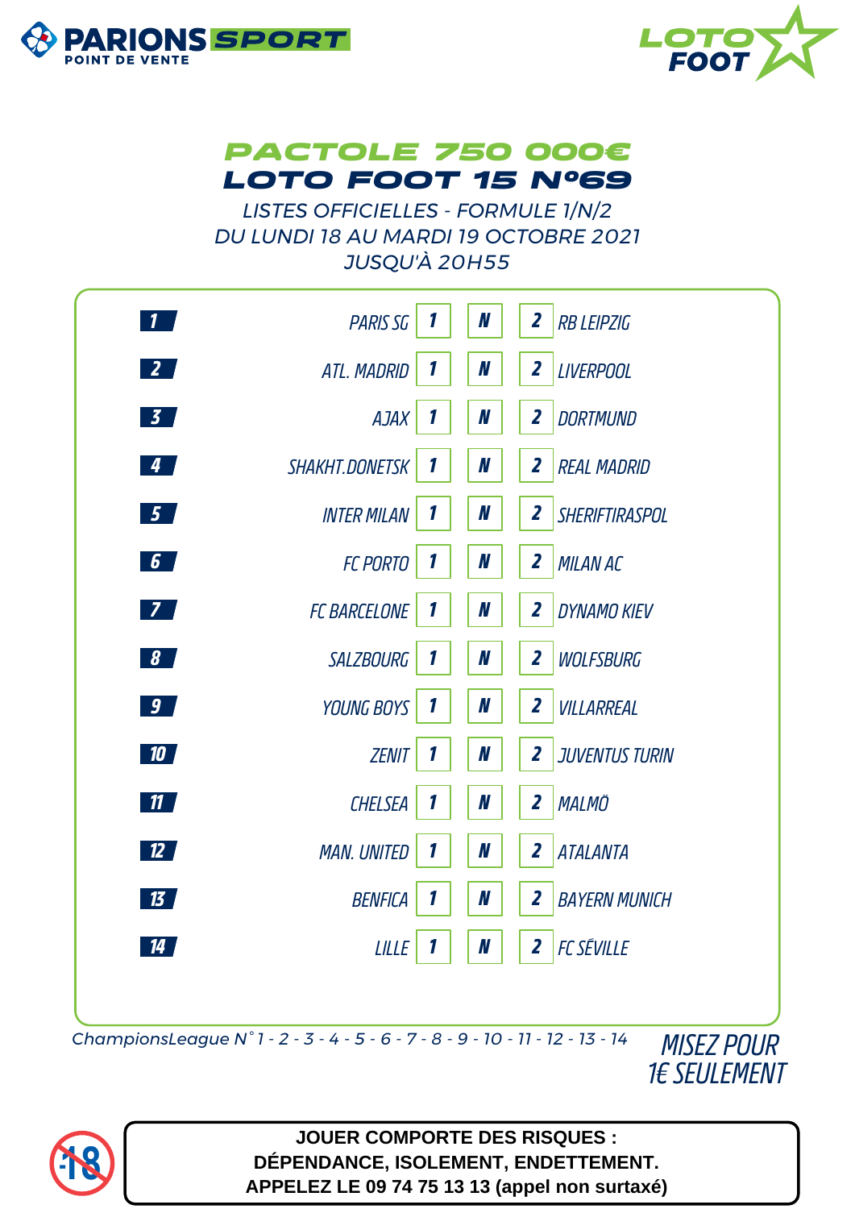PARIONS SPORT
POINT DE VENTE

LOTO FOOT

# PACTOLE 750 000€

# LOTO FOOT 15 N°69

*LISTES OFFICIELLES - FORMULE 1/N/2*
*DU LUNDI 18 AU MARDI 19 OCTOBRE 2021*
*JUSQU'À 20H55*

| | | | | | |
|---|---|---|---|---|---|
| 1 | PARIS SG | 1 | N | 2 | RB LEIPZIG |
| 2 | ATL. MADRID | 1 | N | 2 | LIVERPOOL |
| 3 | AJAX | 1 | N | 2 | DORTMUND |
| 4 | SHAKHT.DONETSK | 1 | N | 2 | REAL MADRID |
| 5 | INTER MILAN | 1 | N | 2 | SHERIFTIRASPOL |
| 6 | FC PORTO | 1 | N | 2 | MILAN AC |
| 7 | FC BARCELONE | 1 | N | 2 | DYNAMO KIEV |
| 8 | SALZBOURG | 1 | N | 2 | WOLFSBURG |
| 9 | YOUNG BOYS | 1 | N | 2 | VILLARREAL |
| 10 | ZENIT | 1 | N | 2 | JUVENTUS TURIN |
| 11 | CHELSEA | 1 | N | 2 | MALMÖ |
| 12 | MAN. UNITED | 1 | N | 2 | ATALANTA |
| 13 | BENFICA | 1 | N | 2 | BAYERN MUNICH |
| 14 | LILLE | 1 | N | 2 | FC SÉVILLE |

*ChampionsLeague N° 1 - 2 - 3 - 4 - 5 - 6 - 7 - 8 - 9 - 10 - 11 - 12 - 13 - 14*

*MISEZ POUR 1€ SEULEMENT*

-18

**JOUER COMPORTE DES RISQUES :**
**DÉPENDANCE, ISOLEMENT, ENDETTEMENT.**
**APPELEZ LE 09 74 75 13 13 (appel non surtaxé)**